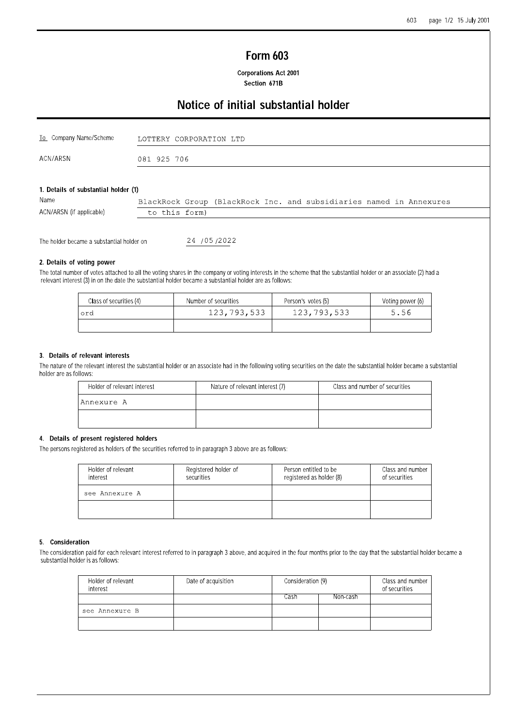# Form 603

**Corporations Act 2001**
**Section 671B**

## Notice of initial substantial holder

| | |
|---|---|
| To Company Name/Scheme | LOTTERY CORPORATION LTD |
| ACN/ARSN | 081 925 706 |

### 1. Details of substantial holder (1)

| | |
|---|---|
| Name | BlackRock Group (BlackRock Inc. and subsidiaries named in Annexures |
| ACN/ARSN (if applicable) | to this form) |

The holder became a substantial holder on 24 /05 /2022

### 2. Details of voting power

The total number of votes attached to all the voting shares in the company or voting interests in the scheme that the substantial holder or an associate (2) had a relevant interest (3) in on the date the substantial holder became a substantial holder are as follows:

| Class of securities (4) | Number of securities | Person's votes (5) | Voting power (6) |
|---|---|---|---|
| ord | 123,793,533 | 123,793,533 | 5.56 |
| | | | |

### 3. Details of relevant interests

The nature of the relevant interest the substantial holder or an associate had in the following voting securities on the date the substantial holder became a substantial holder are as follows:

| Holder of relevant interest | Nature of relevant interest (7) | Class and number of securities |
|---|---|---|
| Annexure A | | |
| | | |

### 4. Details of present registered holders

The persons registered as holders of the securities referred to in paragraph 3 above are as follows:

| Holder of relevant interest | Registered holder of securities | Person entitled to be registered as holder (8) | Class and number of securities |
|---|---|---|---|
| see Annexure A | | | |
| | | | |

### 5. Consideration

The consideration paid for each relevant interest referred to in paragraph 3 above, and acquired in the four months prior to the day that the substantial holder became a substantial holder is as follows:

| Holder of relevant interest | Date of acquisition | Consideration (9) | | Class and number of securities |
|---|---|---|---|---|
| | | Cash | Non-cash | |
| see Annexure B | | | | |
| | | | | |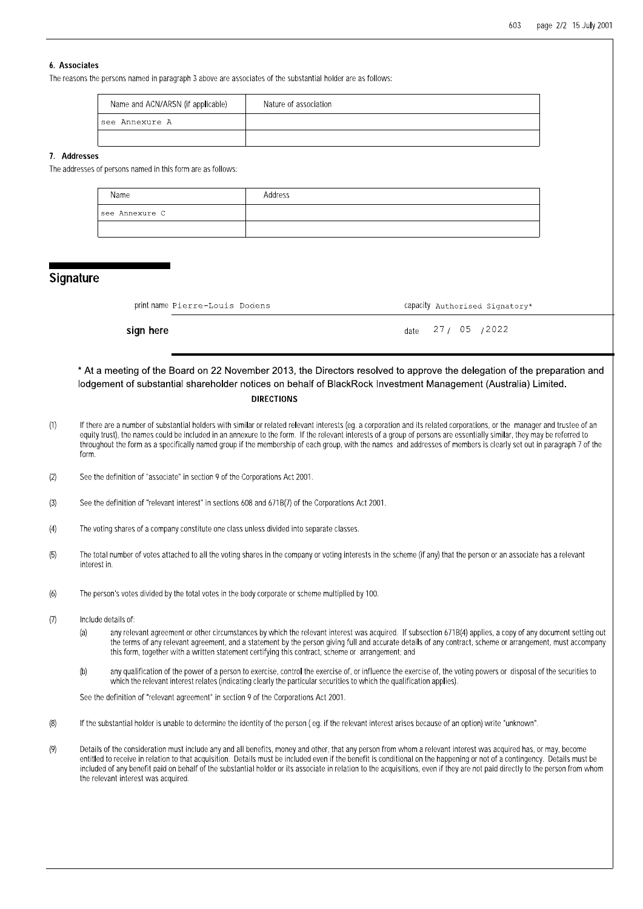### 6. Associates

The reasons the persons named in paragraph 3 above are associates of the substantial holder are as follows:

| Name and ACN/ARSN (if applicable) | Nature of association |
|---|---|
| see Annexure A | |
| | |

### 7. Addresses

The addresses of persons named in this form are as follows:

| Name | Address |
|---|---|
| see Annexure C | |
| | |

## Signature

print name Pierre-Louis Dodens

capacity Authorised Signatory*

**sign here**

date 27/ 05 /2022

\* At a meeting of the Board on 22 November 2013, the Directors resolved to approve the delegation of the preparation and lodgement of substantial shareholder notices on behalf of BlackRock Investment Management (Australia) Limited.

### DIRECTIONS

(1) If there are a number of substantial holders with similar or related relevant interests (eg. a corporation and its related corporations, or the manager and trustee of an equity trust), the names could be included in an annexure to the form. If the relevant interests of a group of persons are essentially similar, they may be referred to throughout the form as a specifically named group if the membership of each group, with the names and addresses of members is clearly set out in paragraph 7 of the form.

(2) See the definition of "associate" in section 9 of the Corporations Act 2001.

(3) See the definition of "relevant interest" in sections 608 and 671B(7) of the Corporations Act 2001.

(4) The voting shares of a company constitute one class unless divided into separate classes.

(5) The total number of votes attached to all the voting shares in the company or voting interests in the scheme (if any) that the person or an associate has a relevant interest in.

(6) The person's votes divided by the total votes in the body corporate or scheme multiplied by 100.

(7) Include details of:

(a) any relevant agreement or other circumstances by which the relevant interest was acquired. If subsection 671B(4) applies, a copy of any document setting out the terms of any relevant agreement, and a statement by the person giving full and accurate details of any contract, scheme or arrangement, must accompany this form, together with a written statement certifying this contract, scheme or arrangement; and

(b) any qualification of the power of a person to exercise, control the exercise of, or influence the exercise of, the voting powers or disposal of the securities to which the relevant interest relates (indicating clearly the particular securities to which the qualification applies).

See the definition of "relevant agreement" in section 9 of the Corporations Act 2001.

(8) If the substantial holder is unable to determine the identity of the person ( eg. if the relevant interest arises because of an option) write "unknown".

(9) Details of the consideration must include any and all benefits, money and other, that any person from whom a relevant interest was acquired has, or may, become entitled to receive in relation to that acquisition. Details must be included even if the benefit is conditional on the happening or not of a contingency. Details must be included of any benefit paid on behalf of the substantial holder or its associate in relation to the acquisitions, even if they are not paid directly to the person from whom the relevant interest was acquired.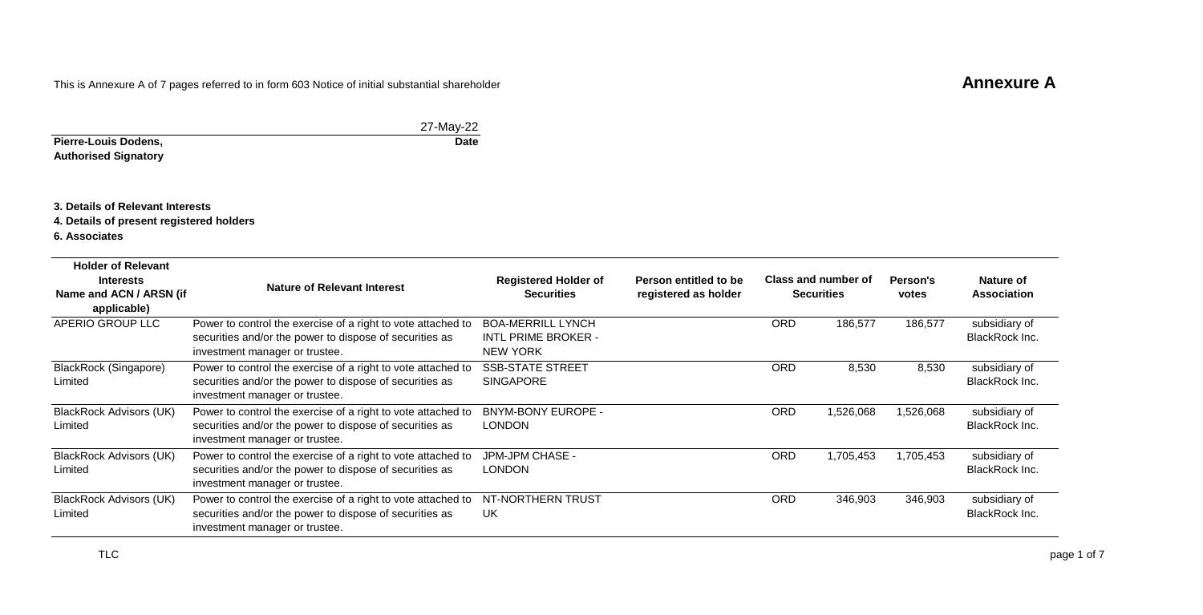This is Annexure A of 7 pages referred to in form 603 Notice of initial substantial shareholder

**Annexure A**

27-May-22

**Pierre-Louis Dodens,** **Date**
**Authorised Signatory**

**3. Details of Relevant Interests**
**4. Details of present registered holders**
**6. Associates**

| Holder of Relevant Interests Name and ACN / ARSN (if applicable) | Nature of Relevant Interest | Registered Holder of Securities | Person entitled to be registered as holder | Class and number of Securities | | Person's votes | Nature of Association |
|---|---|---|---|---|---|---|---|
| APERIO GROUP LLC | Power to control the exercise of a right to vote attached to securities and/or the power to dispose of securities as investment manager or trustee. | BOA-MERRILL LYNCH INTL PRIME BROKER - NEW YORK | | ORD | 186,577 | 186,577 | subsidiary of BlackRock Inc. |
| BlackRock (Singapore) Limited | Power to control the exercise of a right to vote attached to securities and/or the power to dispose of securities as investment manager or trustee. | SSB-STATE STREET SINGAPORE | | ORD | 8,530 | 8,530 | subsidiary of BlackRock Inc. |
| BlackRock Advisors (UK) Limited | Power to control the exercise of a right to vote attached to securities and/or the power to dispose of securities as investment manager or trustee. | BNYM-BONY EUROPE - LONDON | | ORD | 1,526,068 | 1,526,068 | subsidiary of BlackRock Inc. |
| BlackRock Advisors (UK) Limited | Power to control the exercise of a right to vote attached to securities and/or the power to dispose of securities as investment manager or trustee. | JPM-JPM CHASE - LONDON | | ORD | 1,705,453 | 1,705,453 | subsidiary of BlackRock Inc. |
| BlackRock Advisors (UK) Limited | Power to control the exercise of a right to vote attached to securities and/or the power to dispose of securities as investment manager or trustee. | NT-NORTHERN TRUST UK | | ORD | 346,903 | 346,903 | subsidiary of BlackRock Inc. |

TLC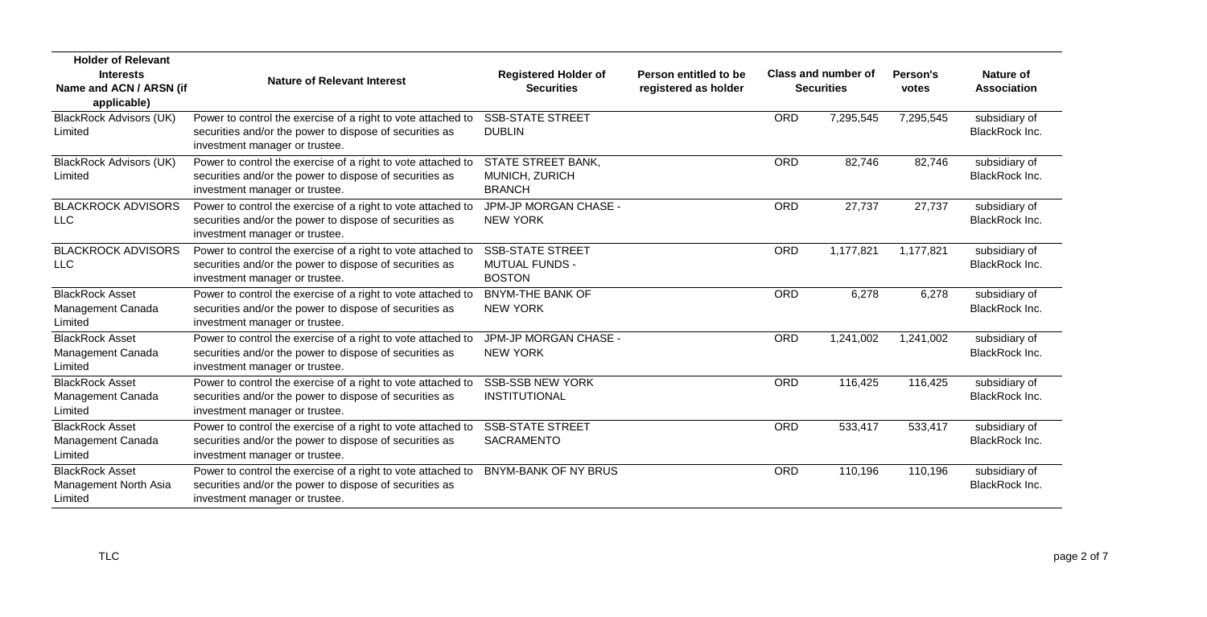| Holder of Relevant Interests Name and ACN / ARSN (if applicable) | Nature of Relevant Interest | Registered Holder of Securities | Person entitled to be registered as holder | Class and number of Securities | | Person's votes | Nature of Association |
|---|---|---|---|---|---|---|---|
| BlackRock Advisors (UK) Limited | Power to control the exercise of a right to vote attached to securities and/or the power to dispose of securities as investment manager or trustee. | SSB-STATE STREET DUBLIN | | ORD | 7,295,545 | 7,295,545 | subsidiary of BlackRock Inc. |
| BlackRock Advisors (UK) Limited | Power to control the exercise of a right to vote attached to securities and/or the power to dispose of securities as investment manager or trustee. | STATE STREET BANK, MUNICH, ZURICH BRANCH | | ORD | 82,746 | 82,746 | subsidiary of BlackRock Inc. |
| BLACKROCK ADVISORS LLC | Power to control the exercise of a right to vote attached to securities and/or the power to dispose of securities as investment manager or trustee. | JPM-JP MORGAN CHASE - NEW YORK | | ORD | 27,737 | 27,737 | subsidiary of BlackRock Inc. |
| BLACKROCK ADVISORS LLC | Power to control the exercise of a right to vote attached to securities and/or the power to dispose of securities as investment manager or trustee. | SSB-STATE STREET MUTUAL FUNDS - BOSTON | | ORD | 1,177,821 | 1,177,821 | subsidiary of BlackRock Inc. |
| BlackRock Asset Management Canada Limited | Power to control the exercise of a right to vote attached to securities and/or the power to dispose of securities as investment manager or trustee. | BNYM-THE BANK OF NEW YORK | | ORD | 6,278 | 6,278 | subsidiary of BlackRock Inc. |
| BlackRock Asset Management Canada Limited | Power to control the exercise of a right to vote attached to securities and/or the power to dispose of securities as investment manager or trustee. | JPM-JP MORGAN CHASE - NEW YORK | | ORD | 1,241,002 | 1,241,002 | subsidiary of BlackRock Inc. |
| BlackRock Asset Management Canada Limited | Power to control the exercise of a right to vote attached to securities and/or the power to dispose of securities as investment manager or trustee. | SSB-SSB NEW YORK INSTITUTIONAL | | ORD | 116,425 | 116,425 | subsidiary of BlackRock Inc. |
| BlackRock Asset Management Canada Limited | Power to control the exercise of a right to vote attached to securities and/or the power to dispose of securities as investment manager or trustee. | SSB-STATE STREET SACRAMENTO | | ORD | 533,417 | 533,417 | subsidiary of BlackRock Inc. |
| BlackRock Asset Management North Asia Limited | Power to control the exercise of a right to vote attached to securities and/or the power to dispose of securities as investment manager or trustee. | BNYM-BANK OF NY BRUS | | ORD | 110,196 | 110,196 | subsidiary of BlackRock Inc. |

TLC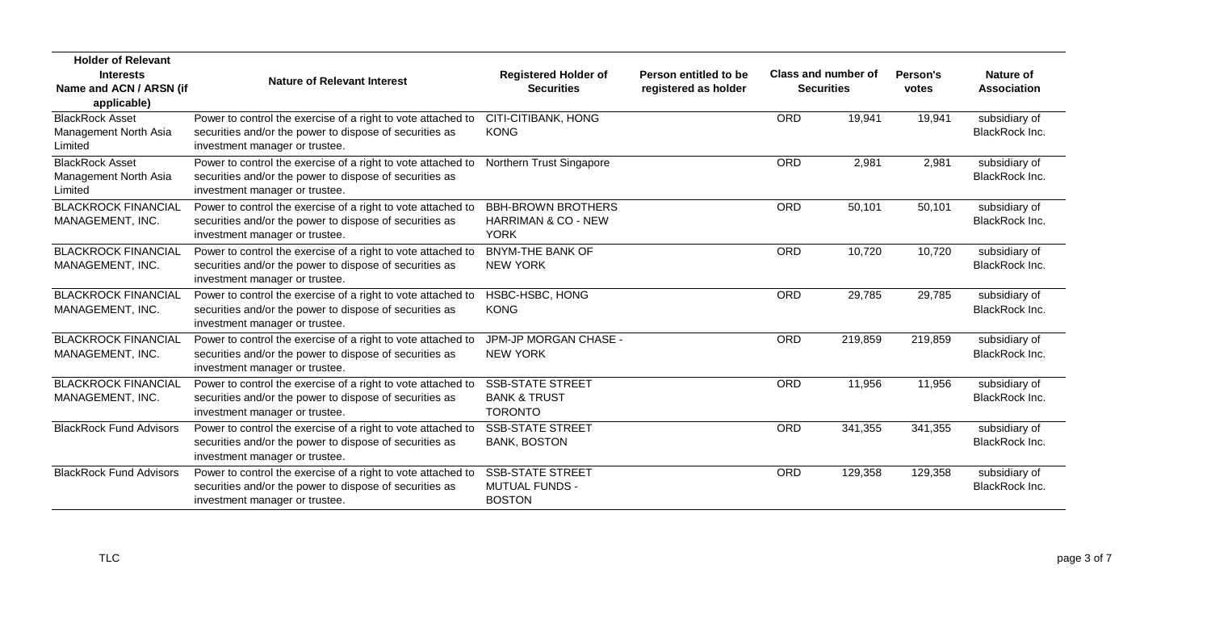| Holder of Relevant Interests Name and ACN / ARSN (if applicable) | Nature of Relevant Interest | Registered Holder of Securities | Person entitled to be registered as holder | Class and number of Securities | | Person's votes | Nature of Association |
|---|---|---|---|---|---|---|---|
| BlackRock Asset Management North Asia Limited | Power to control the exercise of a right to vote attached to securities and/or the power to dispose of securities as investment manager or trustee. | CITI-CITIBANK, HONG KONG | | ORD | 19,941 | 19,941 | subsidiary of BlackRock Inc. |
| BlackRock Asset Management North Asia Limited | Power to control the exercise of a right to vote attached to securities and/or the power to dispose of securities as investment manager or trustee. | Northern Trust Singapore | | ORD | 2,981 | 2,981 | subsidiary of BlackRock Inc. |
| BLACKROCK FINANCIAL MANAGEMENT, INC. | Power to control the exercise of a right to vote attached to securities and/or the power to dispose of securities as investment manager or trustee. | BBH-BROWN BROTHERS HARRIMAN & CO - NEW YORK | | ORD | 50,101 | 50,101 | subsidiary of BlackRock Inc. |
| BLACKROCK FINANCIAL MANAGEMENT, INC. | Power to control the exercise of a right to vote attached to securities and/or the power to dispose of securities as investment manager or trustee. | BNYM-THE BANK OF NEW YORK | | ORD | 10,720 | 10,720 | subsidiary of BlackRock Inc. |
| BLACKROCK FINANCIAL MANAGEMENT, INC. | Power to control the exercise of a right to vote attached to securities and/or the power to dispose of securities as investment manager or trustee. | HSBC-HSBC, HONG KONG | | ORD | 29,785 | 29,785 | subsidiary of BlackRock Inc. |
| BLACKROCK FINANCIAL MANAGEMENT, INC. | Power to control the exercise of a right to vote attached to securities and/or the power to dispose of securities as investment manager or trustee. | JPM-JP MORGAN CHASE - NEW YORK | | ORD | 219,859 | 219,859 | subsidiary of BlackRock Inc. |
| BLACKROCK FINANCIAL MANAGEMENT, INC. | Power to control the exercise of a right to vote attached to securities and/or the power to dispose of securities as investment manager or trustee. | SSB-STATE STREET BANK & TRUST TORONTO | | ORD | 11,956 | 11,956 | subsidiary of BlackRock Inc. |
| BlackRock Fund Advisors | Power to control the exercise of a right to vote attached to securities and/or the power to dispose of securities as investment manager or trustee. | SSB-STATE STREET BANK, BOSTON | | ORD | 341,355 | 341,355 | subsidiary of BlackRock Inc. |
| BlackRock Fund Advisors | Power to control the exercise of a right to vote attached to securities and/or the power to dispose of securities as investment manager or trustee. | SSB-STATE STREET MUTUAL FUNDS - BOSTON | | ORD | 129,358 | 129,358 | subsidiary of BlackRock Inc. |

TLC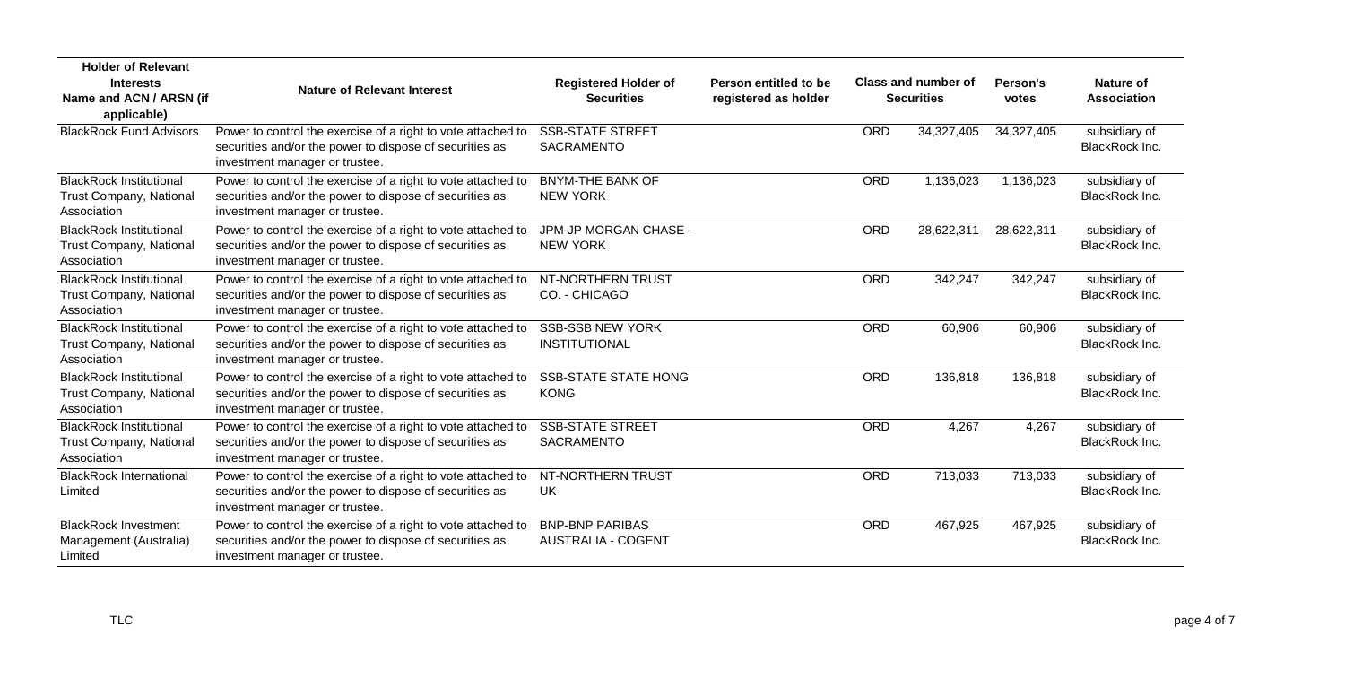| Holder of Relevant Interests Name and ACN / ARSN (if applicable) | Nature of Relevant Interest | Registered Holder of Securities | Person entitled to be registered as holder | Class and number of Securities | | Person's votes | Nature of Association |
|---|---|---|---|---|---|---|---|
| BlackRock Fund Advisors | Power to control the exercise of a right to vote attached to securities and/or the power to dispose of securities as investment manager or trustee. | SSB-STATE STREET SACRAMENTO | | ORD | 34,327,405 | 34,327,405 | subsidiary of BlackRock Inc. |
| BlackRock Institutional Trust Company, National Association | Power to control the exercise of a right to vote attached to securities and/or the power to dispose of securities as investment manager or trustee. | BNYM-THE BANK OF NEW YORK | | ORD | 1,136,023 | 1,136,023 | subsidiary of BlackRock Inc. |
| BlackRock Institutional Trust Company, National Association | Power to control the exercise of a right to vote attached to securities and/or the power to dispose of securities as investment manager or trustee. | JPM-JP MORGAN CHASE - NEW YORK | | ORD | 28,622,311 | 28,622,311 | subsidiary of BlackRock Inc. |
| BlackRock Institutional Trust Company, National Association | Power to control the exercise of a right to vote attached to securities and/or the power to dispose of securities as investment manager or trustee. | NT-NORTHERN TRUST CO. - CHICAGO | | ORD | 342,247 | 342,247 | subsidiary of BlackRock Inc. |
| BlackRock Institutional Trust Company, National Association | Power to control the exercise of a right to vote attached to securities and/or the power to dispose of securities as investment manager or trustee. | SSB-SSB NEW YORK INSTITUTIONAL | | ORD | 60,906 | 60,906 | subsidiary of BlackRock Inc. |
| BlackRock Institutional Trust Company, National Association | Power to control the exercise of a right to vote attached to securities and/or the power to dispose of securities as investment manager or trustee. | SSB-STATE STATE HONG KONG | | ORD | 136,818 | 136,818 | subsidiary of BlackRock Inc. |
| BlackRock Institutional Trust Company, National Association | Power to control the exercise of a right to vote attached to securities and/or the power to dispose of securities as investment manager or trustee. | SSB-STATE STREET SACRAMENTO | | ORD | 4,267 | 4,267 | subsidiary of BlackRock Inc. |
| BlackRock International Limited | Power to control the exercise of a right to vote attached to securities and/or the power to dispose of securities as investment manager or trustee. | NT-NORTHERN TRUST UK | | ORD | 713,033 | 713,033 | subsidiary of BlackRock Inc. |
| BlackRock Investment Management (Australia) Limited | Power to control the exercise of a right to vote attached to securities and/or the power to dispose of securities as investment manager or trustee. | BNP-BNP PARIBAS AUSTRALIA - COGENT | | ORD | 467,925 | 467,925 | subsidiary of BlackRock Inc. |

TLC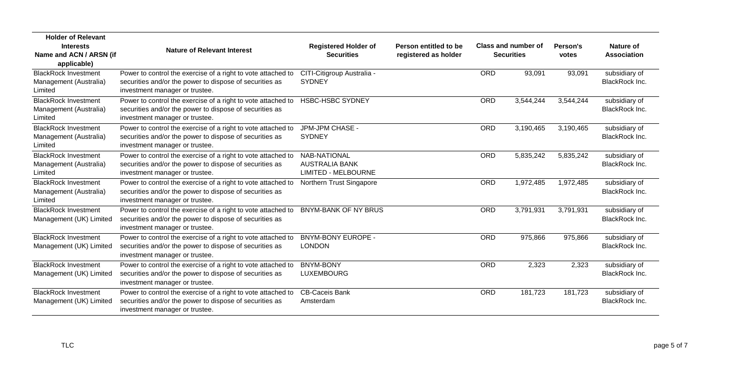| Holder of Relevant Interests Name and ACN / ARSN (if applicable) | Nature of Relevant Interest | Registered Holder of Securities | Person entitled to be registered as holder | Class and number of Securities | | Person's votes | Nature of Association |
|---|---|---|---|---|---|---|---|
| BlackRock Investment Management (Australia) Limited | Power to control the exercise of a right to vote attached to securities and/or the power to dispose of securities as investment manager or trustee. | CITI-Citigroup Australia - SYDNEY | | ORD | 93,091 | 93,091 | subsidiary of BlackRock Inc. |
| BlackRock Investment Management (Australia) Limited | Power to control the exercise of a right to vote attached to securities and/or the power to dispose of securities as investment manager or trustee. | HSBC-HSBC SYDNEY | | ORD | 3,544,244 | 3,544,244 | subsidiary of BlackRock Inc. |
| BlackRock Investment Management (Australia) Limited | Power to control the exercise of a right to vote attached to securities and/or the power to dispose of securities as investment manager or trustee. | JPM-JPM CHASE - SYDNEY | | ORD | 3,190,465 | 3,190,465 | subsidiary of BlackRock Inc. |
| BlackRock Investment Management (Australia) Limited | Power to control the exercise of a right to vote attached to securities and/or the power to dispose of securities as investment manager or trustee. | NAB-NATIONAL AUSTRALIA BANK LIMITED - MELBOURNE | | ORD | 5,835,242 | 5,835,242 | subsidiary of BlackRock Inc. |
| BlackRock Investment Management (Australia) Limited | Power to control the exercise of a right to vote attached to securities and/or the power to dispose of securities as investment manager or trustee. | Northern Trust Singapore | | ORD | 1,972,485 | 1,972,485 | subsidiary of BlackRock Inc. |
| BlackRock Investment Management (UK) Limited | Power to control the exercise of a right to vote attached to securities and/or the power to dispose of securities as investment manager or trustee. | BNYM-BANK OF NY BRUS | | ORD | 3,791,931 | 3,791,931 | subsidiary of BlackRock Inc. |
| BlackRock Investment Management (UK) Limited | Power to control the exercise of a right to vote attached to securities and/or the power to dispose of securities as investment manager or trustee. | BNYM-BONY EUROPE - LONDON | | ORD | 975,866 | 975,866 | subsidiary of BlackRock Inc. |
| BlackRock Investment Management (UK) Limited | Power to control the exercise of a right to vote attached to securities and/or the power to dispose of securities as investment manager or trustee. | BNYM-BONY LUXEMBOURG | | ORD | 2,323 | 2,323 | subsidiary of BlackRock Inc. |
| BlackRock Investment Management (UK) Limited | Power to control the exercise of a right to vote attached to securities and/or the power to dispose of securities as investment manager or trustee. | CB-Caceis Bank Amsterdam | | ORD | 181,723 | 181,723 | subsidiary of BlackRock Inc. |

TLC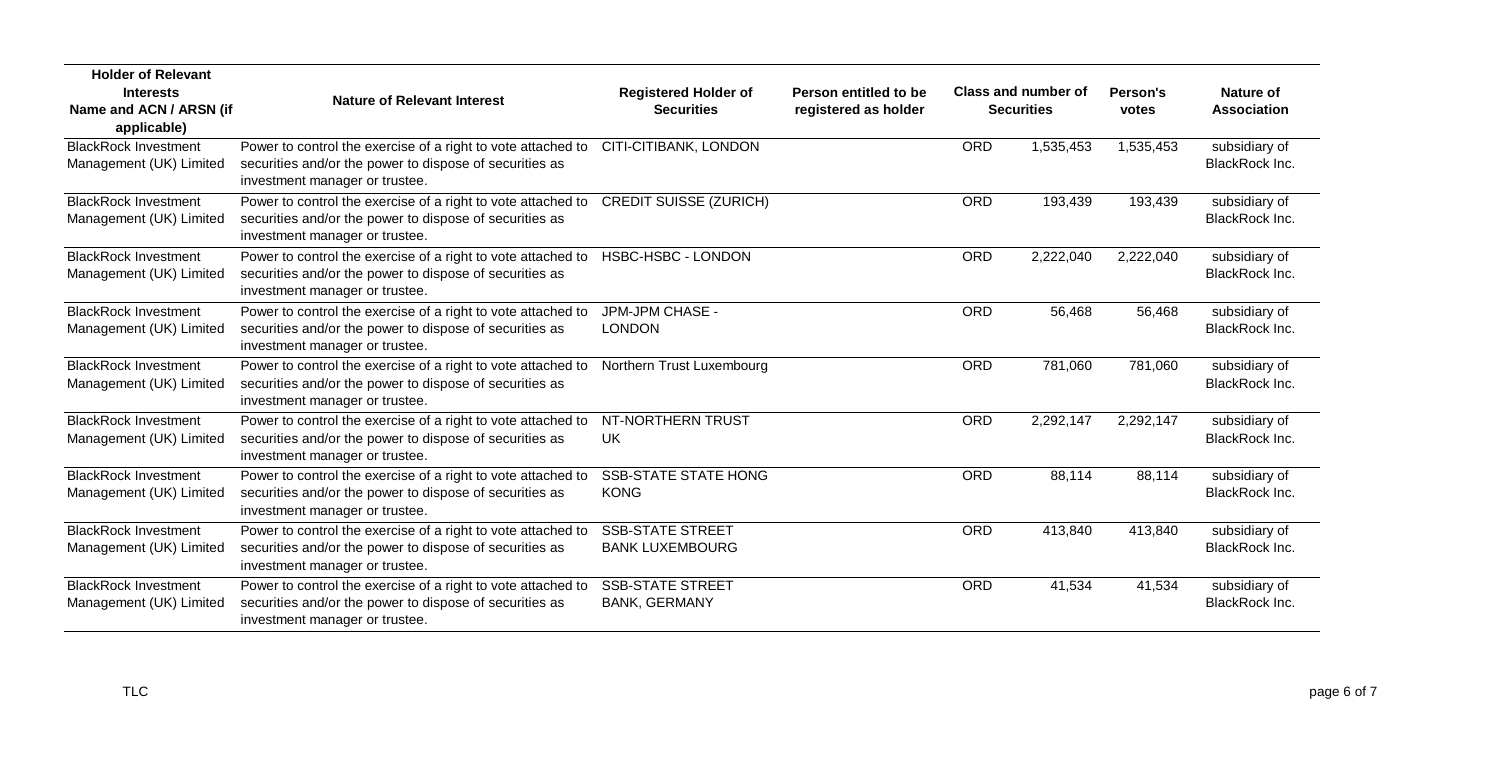| Holder of Relevant Interests Name and ACN / ARSN (if applicable) | Nature of Relevant Interest | Registered Holder of Securities | Person entitled to be registered as holder | Class and number of Securities | | Person's votes | Nature of Association |
|---|---|---|---|---|---|---|---|
| BlackRock Investment Management (UK) Limited | Power to control the exercise of a right to vote attached to securities and/or the power to dispose of securities as investment manager or trustee. | CITI-CITIBANK, LONDON | | ORD | 1,535,453 | 1,535,453 | subsidiary of BlackRock Inc. |
| BlackRock Investment Management (UK) Limited | Power to control the exercise of a right to vote attached to securities and/or the power to dispose of securities as investment manager or trustee. | CREDIT SUISSE (ZURICH) | | ORD | 193,439 | 193,439 | subsidiary of BlackRock Inc. |
| BlackRock Investment Management (UK) Limited | Power to control the exercise of a right to vote attached to securities and/or the power to dispose of securities as investment manager or trustee. | HSBC-HSBC - LONDON | | ORD | 2,222,040 | 2,222,040 | subsidiary of BlackRock Inc. |
| BlackRock Investment Management (UK) Limited | Power to control the exercise of a right to vote attached to securities and/or the power to dispose of securities as investment manager or trustee. | JPM-JPM CHASE - LONDON | | ORD | 56,468 | 56,468 | subsidiary of BlackRock Inc. |
| BlackRock Investment Management (UK) Limited | Power to control the exercise of a right to vote attached to securities and/or the power to dispose of securities as investment manager or trustee. | Northern Trust Luxembourg | | ORD | 781,060 | 781,060 | subsidiary of BlackRock Inc. |
| BlackRock Investment Management (UK) Limited | Power to control the exercise of a right to vote attached to securities and/or the power to dispose of securities as investment manager or trustee. | NT-NORTHERN TRUST UK | | ORD | 2,292,147 | 2,292,147 | subsidiary of BlackRock Inc. |
| BlackRock Investment Management (UK) Limited | Power to control the exercise of a right to vote attached to securities and/or the power to dispose of securities as investment manager or trustee. | SSB-STATE STATE HONG KONG | | ORD | 88,114 | 88,114 | subsidiary of BlackRock Inc. |
| BlackRock Investment Management (UK) Limited | Power to control the exercise of a right to vote attached to securities and/or the power to dispose of securities as investment manager or trustee. | SSB-STATE STREET BANK LUXEMBOURG | | ORD | 413,840 | 413,840 | subsidiary of BlackRock Inc. |
| BlackRock Investment Management (UK) Limited | Power to control the exercise of a right to vote attached to securities and/or the power to dispose of securities as investment manager or trustee. | SSB-STATE STREET BANK, GERMANY | | ORD | 41,534 | 41,534 | subsidiary of BlackRock Inc. |

TLC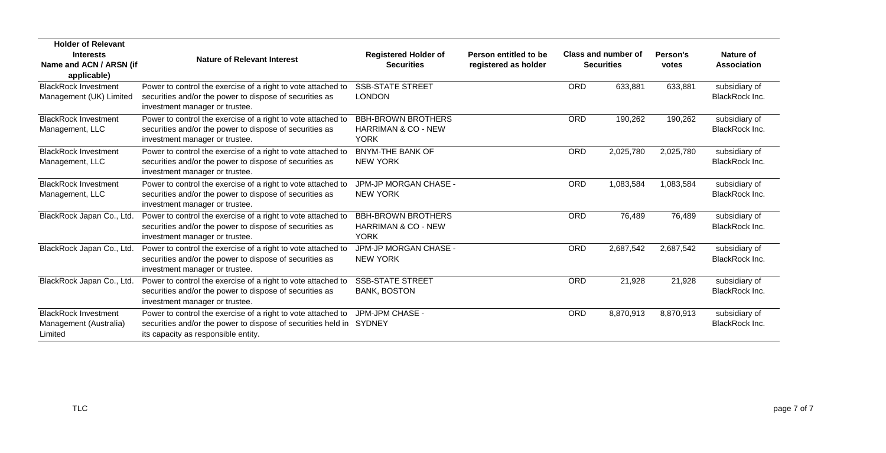| Holder of Relevant Interests Name and ACN / ARSN (if applicable) | Nature of Relevant Interest | Registered Holder of Securities | Person entitled to be registered as holder | Class and number of Securities | | Person's votes | Nature of Association |
|---|---|---|---|---|---|---|---|
| BlackRock Investment Management (UK) Limited | Power to control the exercise of a right to vote attached to securities and/or the power to dispose of securities as investment manager or trustee. | SSB-STATE STREET LONDON | | ORD | 633,881 | 633,881 | subsidiary of BlackRock Inc. |
| BlackRock Investment Management, LLC | Power to control the exercise of a right to vote attached to securities and/or the power to dispose of securities as investment manager or trustee. | BBH-BROWN BROTHERS HARRIMAN & CO - NEW YORK | | ORD | 190,262 | 190,262 | subsidiary of BlackRock Inc. |
| BlackRock Investment Management, LLC | Power to control the exercise of a right to vote attached to securities and/or the power to dispose of securities as investment manager or trustee. | BNYM-THE BANK OF NEW YORK | | ORD | 2,025,780 | 2,025,780 | subsidiary of BlackRock Inc. |
| BlackRock Investment Management, LLC | Power to control the exercise of a right to vote attached to securities and/or the power to dispose of securities as investment manager or trustee. | JPM-JP MORGAN CHASE - NEW YORK | | ORD | 1,083,584 | 1,083,584 | subsidiary of BlackRock Inc. |
| BlackRock Japan Co., Ltd. | Power to control the exercise of a right to vote attached to securities and/or the power to dispose of securities as investment manager or trustee. | BBH-BROWN BROTHERS HARRIMAN & CO - NEW YORK | | ORD | 76,489 | 76,489 | subsidiary of BlackRock Inc. |
| BlackRock Japan Co., Ltd. | Power to control the exercise of a right to vote attached to securities and/or the power to dispose of securities as investment manager or trustee. | JPM-JP MORGAN CHASE - NEW YORK | | ORD | 2,687,542 | 2,687,542 | subsidiary of BlackRock Inc. |
| BlackRock Japan Co., Ltd. | Power to control the exercise of a right to vote attached to securities and/or the power to dispose of securities as investment manager or trustee. | SSB-STATE STREET BANK, BOSTON | | ORD | 21,928 | 21,928 | subsidiary of BlackRock Inc. |
| BlackRock Investment Management (Australia) Limited | Power to control the exercise of a right to vote attached to securities and/or the power to dispose of securities held in its capacity as responsible entity. | JPM-JPM CHASE - SYDNEY | | ORD | 8,870,913 | 8,870,913 | subsidiary of BlackRock Inc. |

TLC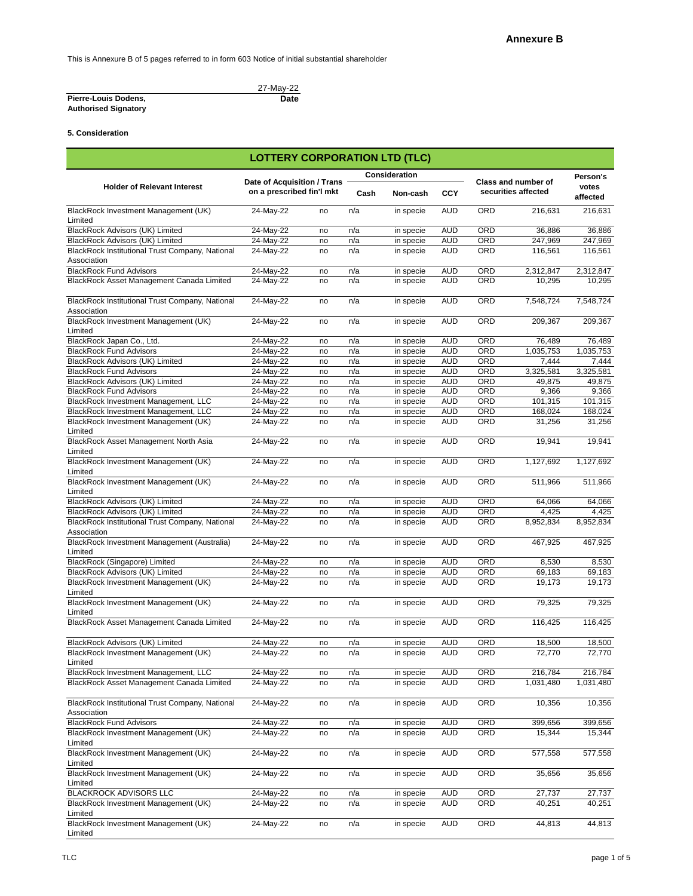## Annexure B

This is Annexure B of 5 pages referred to in form 603 Notice of initial substantial shareholder

| | 27-May-22 |
|---|---|
| **Pierre-Louis Dodens,** | **Date** |
| **Authorised Signatory** | |

**5. Consideration**

| LOTTERY CORPORATION LTD (TLC) | | | | | | | | |
|---|---|---|---|---|---|---|---|---|
| **Holder of Relevant Interest** | **Date of Acquisition / Trans on a prescribed fin'l mkt** | | **Consideration** | | | **Class and number of securities affected** | | **Person's votes affected** |
| | | | **Cash** | **Non-cash** | **CCY** | | | |
| BlackRock Investment Management (UK) Limited | 24-May-22 | no | n/a | in specie | AUD | ORD | 216,631 | 216,631 |
| BlackRock Advisors (UK) Limited | 24-May-22 | no | n/a | in specie | AUD | ORD | 36,886 | 36,886 |
| BlackRock Advisors (UK) Limited | 24-May-22 | no | n/a | in specie | AUD | ORD | 247,969 | 247,969 |
| BlackRock Institutional Trust Company, National Association | 24-May-22 | no | n/a | in specie | AUD | ORD | 116,561 | 116,561 |
| BlackRock Fund Advisors | 24-May-22 | no | n/a | in specie | AUD | ORD | 2,312,847 | 2,312,847 |
| BlackRock Asset Management Canada Limited | 24-May-22 | no | n/a | in specie | AUD | ORD | 10,295 | 10,295 |
| BlackRock Institutional Trust Company, National Association | 24-May-22 | no | n/a | in specie | AUD | ORD | 7,548,724 | 7,548,724 |
| BlackRock Investment Management (UK) Limited | 24-May-22 | no | n/a | in specie | AUD | ORD | 209,367 | 209,367 |
| BlackRock Japan Co., Ltd. | 24-May-22 | no | n/a | in specie | AUD | ORD | 76,489 | 76,489 |
| BlackRock Fund Advisors | 24-May-22 | no | n/a | in specie | AUD | ORD | 1,035,753 | 1,035,753 |
| BlackRock Advisors (UK) Limited | 24-May-22 | no | n/a | in specie | AUD | ORD | 7,444 | 7,444 |
| BlackRock Fund Advisors | 24-May-22 | no | n/a | in specie | AUD | ORD | 3,325,581 | 3,325,581 |
| BlackRock Advisors (UK) Limited | 24-May-22 | no | n/a | in specie | AUD | ORD | 49,875 | 49,875 |
| BlackRock Fund Advisors | 24-May-22 | no | n/a | in specie | AUD | ORD | 9,366 | 9,366 |
| BlackRock Investment Management, LLC | 24-May-22 | no | n/a | in specie | AUD | ORD | 101,315 | 101,315 |
| BlackRock Investment Management, LLC | 24-May-22 | no | n/a | in specie | AUD | ORD | 168,024 | 168,024 |
| BlackRock Investment Management (UK) Limited | 24-May-22 | no | n/a | in specie | AUD | ORD | 31,256 | 31,256 |
| BlackRock Asset Management North Asia Limited | 24-May-22 | no | n/a | in specie | AUD | ORD | 19,941 | 19,941 |
| BlackRock Investment Management (UK) Limited | 24-May-22 | no | n/a | in specie | AUD | ORD | 1,127,692 | 1,127,692 |
| BlackRock Investment Management (UK) Limited | 24-May-22 | no | n/a | in specie | AUD | ORD | 511,966 | 511,966 |
| BlackRock Advisors (UK) Limited | 24-May-22 | no | n/a | in specie | AUD | ORD | 64,066 | 64,066 |
| BlackRock Advisors (UK) Limited | 24-May-22 | no | n/a | in specie | AUD | ORD | 4,425 | 4,425 |
| BlackRock Institutional Trust Company, National Association | 24-May-22 | no | n/a | in specie | AUD | ORD | 8,952,834 | 8,952,834 |
| BlackRock Investment Management (Australia) Limited | 24-May-22 | no | n/a | in specie | AUD | ORD | 467,925 | 467,925 |
| BlackRock (Singapore) Limited | 24-May-22 | no | n/a | in specie | AUD | ORD | 8,530 | 8,530 |
| BlackRock Advisors (UK) Limited | 24-May-22 | no | n/a | in specie | AUD | ORD | 69,183 | 69,183 |
| BlackRock Investment Management (UK) Limited | 24-May-22 | no | n/a | in specie | AUD | ORD | 19,173 | 19,173 |
| BlackRock Investment Management (UK) Limited | 24-May-22 | no | n/a | in specie | AUD | ORD | 79,325 | 79,325 |
| BlackRock Asset Management Canada Limited | 24-May-22 | no | n/a | in specie | AUD | ORD | 116,425 | 116,425 |
| BlackRock Advisors (UK) Limited | 24-May-22 | no | n/a | in specie | AUD | ORD | 18,500 | 18,500 |
| BlackRock Investment Management (UK) Limited | 24-May-22 | no | n/a | in specie | AUD | ORD | 72,770 | 72,770 |
| BlackRock Investment Management, LLC | 24-May-22 | no | n/a | in specie | AUD | ORD | 216,784 | 216,784 |
| BlackRock Asset Management Canada Limited | 24-May-22 | no | n/a | in specie | AUD | ORD | 1,031,480 | 1,031,480 |
| BlackRock Institutional Trust Company, National Association | 24-May-22 | no | n/a | in specie | AUD | ORD | 10,356 | 10,356 |
| BlackRock Fund Advisors | 24-May-22 | no | n/a | in specie | AUD | ORD | 399,656 | 399,656 |
| BlackRock Investment Management (UK) Limited | 24-May-22 | no | n/a | in specie | AUD | ORD | 15,344 | 15,344 |
| BlackRock Investment Management (UK) Limited | 24-May-22 | no | n/a | in specie | AUD | ORD | 577,558 | 577,558 |
| BlackRock Investment Management (UK) Limited | 24-May-22 | no | n/a | in specie | AUD | ORD | 35,656 | 35,656 |
| BLACKROCK ADVISORS LLC | 24-May-22 | no | n/a | in specie | AUD | ORD | 27,737 | 27,737 |
| BlackRock Investment Management (UK) Limited | 24-May-22 | no | n/a | in specie | AUD | ORD | 40,251 | 40,251 |
| BlackRock Investment Management (UK) Limited | 24-May-22 | no | n/a | in specie | AUD | ORD | 44,813 | 44,813 |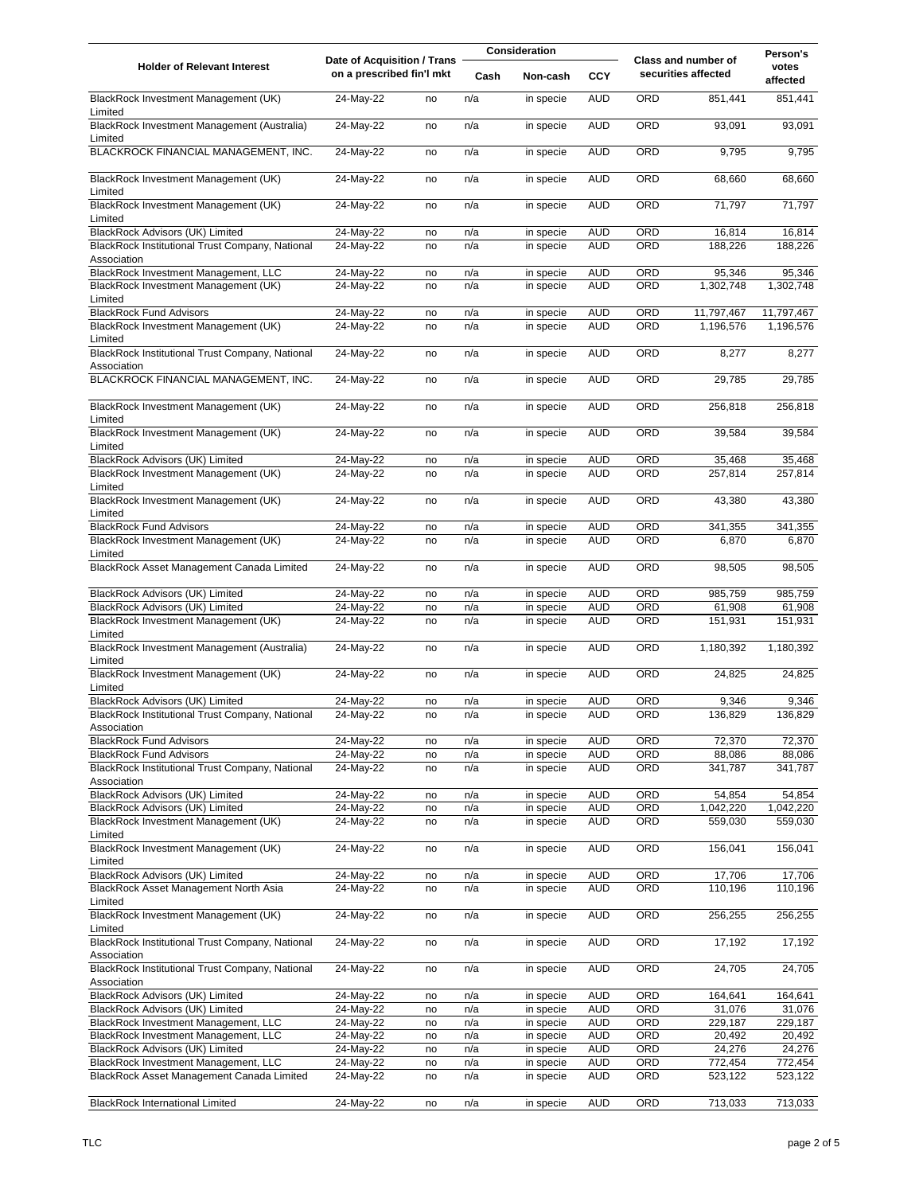| Holder of Relevant Interest | Date of Acquisition / Trans | on a prescribed fin'l mkt | Consideration Cash | Non-cash | CCY | Class and number of securities affected | | Person's votes affected |
|---|---|---|---|---|---|---|---|---|
| BlackRock Investment Management (UK) Limited | 24-May-22 | no | n/a | in specie | AUD | ORD | 851,441 | 851,441 |
| BlackRock Investment Management (Australia) Limited | 24-May-22 | no | n/a | in specie | AUD | ORD | 93,091 | 93,091 |
| BLACKROCK FINANCIAL MANAGEMENT, INC. | 24-May-22 | no | n/a | in specie | AUD | ORD | 9,795 | 9,795 |
| BlackRock Investment Management (UK) Limited | 24-May-22 | no | n/a | in specie | AUD | ORD | 68,660 | 68,660 |
| BlackRock Investment Management (UK) Limited | 24-May-22 | no | n/a | in specie | AUD | ORD | 71,797 | 71,797 |
| BlackRock Advisors (UK) Limited | 24-May-22 | no | n/a | in specie | AUD | ORD | 16,814 | 16,814 |
| BlackRock Institutional Trust Company, National Association | 24-May-22 | no | n/a | in specie | AUD | ORD | 188,226 | 188,226 |
| BlackRock Investment Management, LLC | 24-May-22 | no | n/a | in specie | AUD | ORD | 95,346 | 95,346 |
| BlackRock Investment Management (UK) Limited | 24-May-22 | no | n/a | in specie | AUD | ORD | 1,302,748 | 1,302,748 |
| BlackRock Fund Advisors | 24-May-22 | no | n/a | in specie | AUD | ORD | 11,797,467 | 11,797,467 |
| BlackRock Investment Management (UK) Limited | 24-May-22 | no | n/a | in specie | AUD | ORD | 1,196,576 | 1,196,576 |
| BlackRock Institutional Trust Company, National Association | 24-May-22 | no | n/a | in specie | AUD | ORD | 8,277 | 8,277 |
| BLACKROCK FINANCIAL MANAGEMENT, INC. | 24-May-22 | no | n/a | in specie | AUD | ORD | 29,785 | 29,785 |
| BlackRock Investment Management (UK) Limited | 24-May-22 | no | n/a | in specie | AUD | ORD | 256,818 | 256,818 |
| BlackRock Investment Management (UK) Limited | 24-May-22 | no | n/a | in specie | AUD | ORD | 39,584 | 39,584 |
| BlackRock Advisors (UK) Limited | 24-May-22 | no | n/a | in specie | AUD | ORD | 35,468 | 35,468 |
| BlackRock Investment Management (UK) Limited | 24-May-22 | no | n/a | in specie | AUD | ORD | 257,814 | 257,814 |
| BlackRock Investment Management (UK) Limited | 24-May-22 | no | n/a | in specie | AUD | ORD | 43,380 | 43,380 |
| BlackRock Fund Advisors | 24-May-22 | no | n/a | in specie | AUD | ORD | 341,355 | 341,355 |
| BlackRock Investment Management (UK) Limited | 24-May-22 | no | n/a | in specie | AUD | ORD | 6,870 | 6,870 |
| BlackRock Asset Management Canada Limited | 24-May-22 | no | n/a | in specie | AUD | ORD | 98,505 | 98,505 |
| BlackRock Advisors (UK) Limited | 24-May-22 | no | n/a | in specie | AUD | ORD | 985,759 | 985,759 |
| BlackRock Advisors (UK) Limited | 24-May-22 | no | n/a | in specie | AUD | ORD | 61,908 | 61,908 |
| BlackRock Investment Management (UK) Limited | 24-May-22 | no | n/a | in specie | AUD | ORD | 151,931 | 151,931 |
| BlackRock Investment Management (Australia) Limited | 24-May-22 | no | n/a | in specie | AUD | ORD | 1,180,392 | 1,180,392 |
| BlackRock Investment Management (UK) Limited | 24-May-22 | no | n/a | in specie | AUD | ORD | 24,825 | 24,825 |
| BlackRock Advisors (UK) Limited | 24-May-22 | no | n/a | in specie | AUD | ORD | 9,346 | 9,346 |
| BlackRock Institutional Trust Company, National Association | 24-May-22 | no | n/a | in specie | AUD | ORD | 136,829 | 136,829 |
| BlackRock Fund Advisors | 24-May-22 | no | n/a | in specie | AUD | ORD | 72,370 | 72,370 |
| BlackRock Fund Advisors | 24-May-22 | no | n/a | in specie | AUD | ORD | 88,086 | 88,086 |
| BlackRock Institutional Trust Company, National Association | 24-May-22 | no | n/a | in specie | AUD | ORD | 341,787 | 341,787 |
| BlackRock Advisors (UK) Limited | 24-May-22 | no | n/a | in specie | AUD | ORD | 54,854 | 54,854 |
| BlackRock Advisors (UK) Limited | 24-May-22 | no | n/a | in specie | AUD | ORD | 1,042,220 | 1,042,220 |
| BlackRock Investment Management (UK) Limited | 24-May-22 | no | n/a | in specie | AUD | ORD | 559,030 | 559,030 |
| BlackRock Investment Management (UK) Limited | 24-May-22 | no | n/a | in specie | AUD | ORD | 156,041 | 156,041 |
| BlackRock Advisors (UK) Limited | 24-May-22 | no | n/a | in specie | AUD | ORD | 17,706 | 17,706 |
| BlackRock Asset Management North Asia Limited | 24-May-22 | no | n/a | in specie | AUD | ORD | 110,196 | 110,196 |
| BlackRock Investment Management (UK) Limited | 24-May-22 | no | n/a | in specie | AUD | ORD | 256,255 | 256,255 |
| BlackRock Institutional Trust Company, National Association | 24-May-22 | no | n/a | in specie | AUD | ORD | 17,192 | 17,192 |
| BlackRock Institutional Trust Company, National Association | 24-May-22 | no | n/a | in specie | AUD | ORD | 24,705 | 24,705 |
| BlackRock Advisors (UK) Limited | 24-May-22 | no | n/a | in specie | AUD | ORD | 164,641 | 164,641 |
| BlackRock Advisors (UK) Limited | 24-May-22 | no | n/a | in specie | AUD | ORD | 31,076 | 31,076 |
| BlackRock Investment Management, LLC | 24-May-22 | no | n/a | in specie | AUD | ORD | 229,187 | 229,187 |
| BlackRock Investment Management, LLC | 24-May-22 | no | n/a | in specie | AUD | ORD | 20,492 | 20,492 |
| BlackRock Advisors (UK) Limited | 24-May-22 | no | n/a | in specie | AUD | ORD | 24,276 | 24,276 |
| BlackRock Investment Management, LLC | 24-May-22 | no | n/a | in specie | AUD | ORD | 772,454 | 772,454 |
| BlackRock Asset Management Canada Limited | 24-May-22 | no | n/a | in specie | AUD | ORD | 523,122 | 523,122 |
| BlackRock International Limited | 24-May-22 | no | n/a | in specie | AUD | ORD | 713,033 | 713,033 |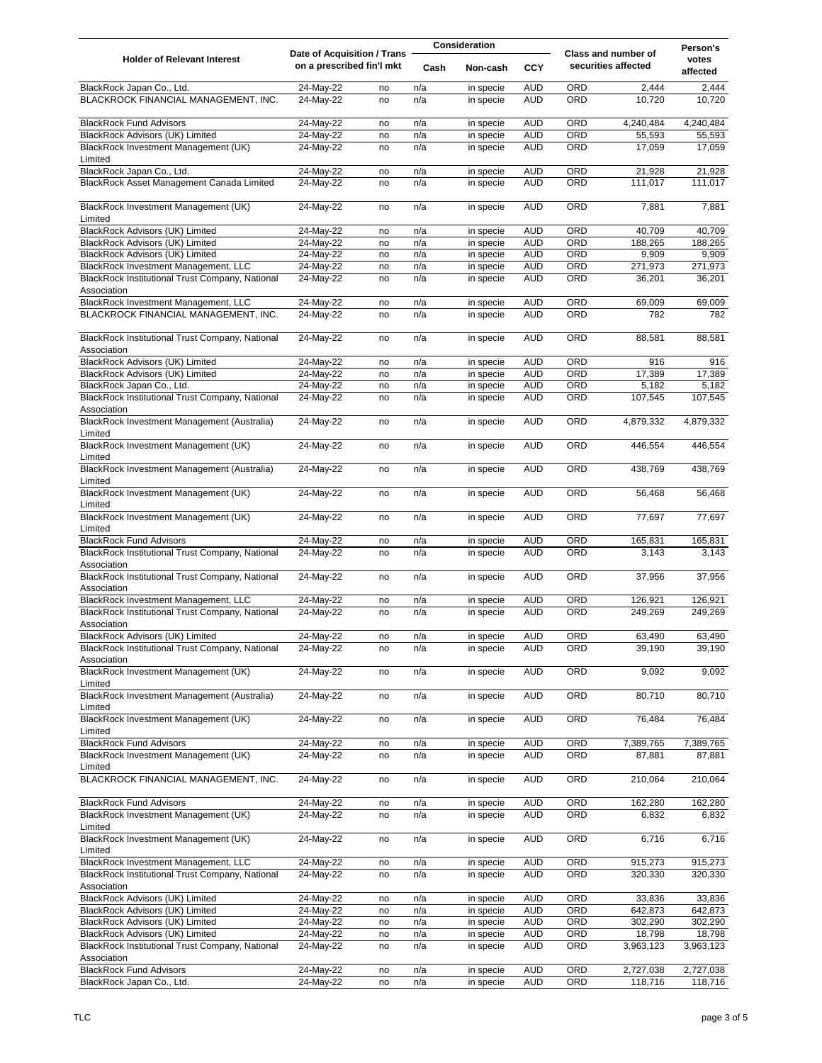| Holder of Relevant Interest | Date of Acquisition / Trans on a prescribed fin'l mkt | | Consideration | | | Class and number of securities affected | | Person's votes affected |
|---|---|---|---|---|---|---|---|---|
| | | | Cash | Non-cash | CCY | | | |
| BlackRock Japan Co., Ltd. | 24-May-22 | no | n/a | in specie | AUD | ORD | 2,444 | 2,444 |
| BLACKROCK FINANCIAL MANAGEMENT, INC. | 24-May-22 | no | n/a | in specie | AUD | ORD | 10,720 | 10,720 |
| BlackRock Fund Advisors | 24-May-22 | no | n/a | in specie | AUD | ORD | 4,240,484 | 4,240,484 |
| BlackRock Advisors (UK) Limited | 24-May-22 | no | n/a | in specie | AUD | ORD | 55,593 | 55,593 |
| BlackRock Investment Management (UK) Limited | 24-May-22 | no | n/a | in specie | AUD | ORD | 17,059 | 17,059 |
| BlackRock Japan Co., Ltd. | 24-May-22 | no | n/a | in specie | AUD | ORD | 21,928 | 21,928 |
| BlackRock Asset Management Canada Limited | 24-May-22 | no | n/a | in specie | AUD | ORD | 111,017 | 111,017 |
| BlackRock Investment Management (UK) Limited | 24-May-22 | no | n/a | in specie | AUD | ORD | 7,881 | 7,881 |
| BlackRock Advisors (UK) Limited | 24-May-22 | no | n/a | in specie | AUD | ORD | 40,709 | 40,709 |
| BlackRock Advisors (UK) Limited | 24-May-22 | no | n/a | in specie | AUD | ORD | 188,265 | 188,265 |
| BlackRock Advisors (UK) Limited | 24-May-22 | no | n/a | in specie | AUD | ORD | 9,909 | 9,909 |
| BlackRock Investment Management, LLC | 24-May-22 | no | n/a | in specie | AUD | ORD | 271,973 | 271,973 |
| BlackRock Institutional Trust Company, National Association | 24-May-22 | no | n/a | in specie | AUD | ORD | 36,201 | 36,201 |
| BlackRock Investment Management, LLC | 24-May-22 | no | n/a | in specie | AUD | ORD | 69,009 | 69,009 |
| BLACKROCK FINANCIAL MANAGEMENT, INC. | 24-May-22 | no | n/a | in specie | AUD | ORD | 782 | 782 |
| BlackRock Institutional Trust Company, National Association | 24-May-22 | no | n/a | in specie | AUD | ORD | 88,581 | 88,581 |
| BlackRock Advisors (UK) Limited | 24-May-22 | no | n/a | in specie | AUD | ORD | 916 | 916 |
| BlackRock Advisors (UK) Limited | 24-May-22 | no | n/a | in specie | AUD | ORD | 17,389 | 17,389 |
| BlackRock Japan Co., Ltd. | 24-May-22 | no | n/a | in specie | AUD | ORD | 5,182 | 5,182 |
| BlackRock Institutional Trust Company, National Association | 24-May-22 | no | n/a | in specie | AUD | ORD | 107,545 | 107,545 |
| BlackRock Investment Management (Australia) Limited | 24-May-22 | no | n/a | in specie | AUD | ORD | 4,879,332 | 4,879,332 |
| BlackRock Investment Management (UK) Limited | 24-May-22 | no | n/a | in specie | AUD | ORD | 446,554 | 446,554 |
| BlackRock Investment Management (Australia) Limited | 24-May-22 | no | n/a | in specie | AUD | ORD | 438,769 | 438,769 |
| BlackRock Investment Management (UK) Limited | 24-May-22 | no | n/a | in specie | AUD | ORD | 56,468 | 56,468 |
| BlackRock Investment Management (UK) Limited | 24-May-22 | no | n/a | in specie | AUD | ORD | 77,697 | 77,697 |
| BlackRock Fund Advisors | 24-May-22 | no | n/a | in specie | AUD | ORD | 165,831 | 165,831 |
| BlackRock Institutional Trust Company, National Association | 24-May-22 | no | n/a | in specie | AUD | ORD | 3,143 | 3,143 |
| BlackRock Institutional Trust Company, National Association | 24-May-22 | no | n/a | in specie | AUD | ORD | 37,956 | 37,956 |
| BlackRock Investment Management, LLC | 24-May-22 | no | n/a | in specie | AUD | ORD | 126,921 | 126,921 |
| BlackRock Institutional Trust Company, National Association | 24-May-22 | no | n/a | in specie | AUD | ORD | 249,269 | 249,269 |
| BlackRock Advisors (UK) Limited | 24-May-22 | no | n/a | in specie | AUD | ORD | 63,490 | 63,490 |
| BlackRock Institutional Trust Company, National Association | 24-May-22 | no | n/a | in specie | AUD | ORD | 39,190 | 39,190 |
| BlackRock Investment Management (UK) Limited | 24-May-22 | no | n/a | in specie | AUD | ORD | 9,092 | 9,092 |
| BlackRock Investment Management (Australia) Limited | 24-May-22 | no | n/a | in specie | AUD | ORD | 80,710 | 80,710 |
| BlackRock Investment Management (UK) Limited | 24-May-22 | no | n/a | in specie | AUD | ORD | 76,484 | 76,484 |
| BlackRock Fund Advisors | 24-May-22 | no | n/a | in specie | AUD | ORD | 7,389,765 | 7,389,765 |
| BlackRock Investment Management (UK) Limited | 24-May-22 | no | n/a | in specie | AUD | ORD | 87,881 | 87,881 |
| BLACKROCK FINANCIAL MANAGEMENT, INC. | 24-May-22 | no | n/a | in specie | AUD | ORD | 210,064 | 210,064 |
| BlackRock Fund Advisors | 24-May-22 | no | n/a | in specie | AUD | ORD | 162,280 | 162,280 |
| BlackRock Investment Management (UK) Limited | 24-May-22 | no | n/a | in specie | AUD | ORD | 6,832 | 6,832 |
| BlackRock Investment Management (UK) Limited | 24-May-22 | no | n/a | in specie | AUD | ORD | 6,716 | 6,716 |
| BlackRock Investment Management, LLC | 24-May-22 | no | n/a | in specie | AUD | ORD | 915,273 | 915,273 |
| BlackRock Institutional Trust Company, National Association | 24-May-22 | no | n/a | in specie | AUD | ORD | 320,330 | 320,330 |
| BlackRock Advisors (UK) Limited | 24-May-22 | no | n/a | in specie | AUD | ORD | 33,836 | 33,836 |
| BlackRock Advisors (UK) Limited | 24-May-22 | no | n/a | in specie | AUD | ORD | 642,873 | 642,873 |
| BlackRock Advisors (UK) Limited | 24-May-22 | no | n/a | in specie | AUD | ORD | 302,290 | 302,290 |
| BlackRock Advisors (UK) Limited | 24-May-22 | no | n/a | in specie | AUD | ORD | 18,798 | 18,798 |
| BlackRock Institutional Trust Company, National Association | 24-May-22 | no | n/a | in specie | AUD | ORD | 3,963,123 | 3,963,123 |
| BlackRock Fund Advisors | 24-May-22 | no | n/a | in specie | AUD | ORD | 2,727,038 | 2,727,038 |
| BlackRock Japan Co., Ltd. | 24-May-22 | no | n/a | in specie | AUD | ORD | 118,716 | 118,716 |

TLC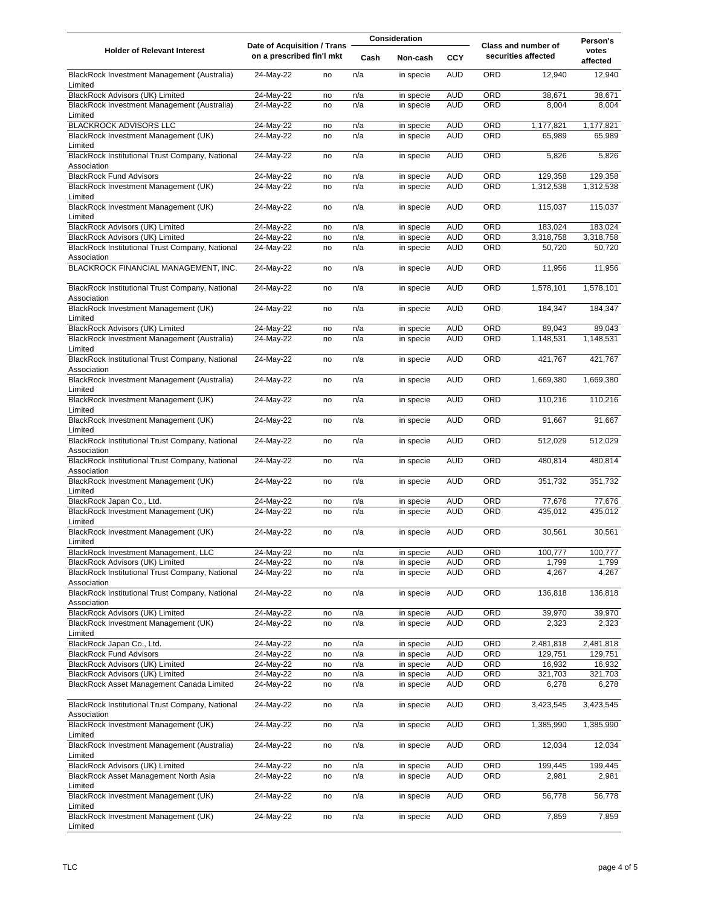| Holder of Relevant Interest | Date of Acquisition / Trans on a prescribed fin'l mkt | | Consideration | | | Class and number of securities affected | | Person's votes affected |
|---|---|---|---|---|---|---|---|---|
| | | | Cash | Non-cash | CCY | | | |
| BlackRock Investment Management (Australia) Limited | 24-May-22 | no | n/a | in specie | AUD | ORD | 12,940 | 12,940 |
| BlackRock Advisors (UK) Limited | 24-May-22 | no | n/a | in specie | AUD | ORD | 38,671 | 38,671 |
| BlackRock Investment Management (Australia) Limited | 24-May-22 | no | n/a | in specie | AUD | ORD | 8,004 | 8,004 |
| BLACKROCK ADVISORS LLC | 24-May-22 | no | n/a | in specie | AUD | ORD | 1,177,821 | 1,177,821 |
| BlackRock Investment Management (UK) Limited | 24-May-22 | no | n/a | in specie | AUD | ORD | 65,989 | 65,989 |
| BlackRock Institutional Trust Company, National Association | 24-May-22 | no | n/a | in specie | AUD | ORD | 5,826 | 5,826 |
| BlackRock Fund Advisors | 24-May-22 | no | n/a | in specie | AUD | ORD | 129,358 | 129,358 |
| BlackRock Investment Management (UK) Limited | 24-May-22 | no | n/a | in specie | AUD | ORD | 1,312,538 | 1,312,538 |
| BlackRock Investment Management (UK) Limited | 24-May-22 | no | n/a | in specie | AUD | ORD | 115,037 | 115,037 |
| BlackRock Advisors (UK) Limited | 24-May-22 | no | n/a | in specie | AUD | ORD | 183,024 | 183,024 |
| BlackRock Advisors (UK) Limited | 24-May-22 | no | n/a | in specie | AUD | ORD | 3,318,758 | 3,318,758 |
| BlackRock Institutional Trust Company, National Association | 24-May-22 | no | n/a | in specie | AUD | ORD | 50,720 | 50,720 |
| BLACKROCK FINANCIAL MANAGEMENT, INC. | 24-May-22 | no | n/a | in specie | AUD | ORD | 11,956 | 11,956 |
| BlackRock Institutional Trust Company, National Association | 24-May-22 | no | n/a | in specie | AUD | ORD | 1,578,101 | 1,578,101 |
| BlackRock Investment Management (UK) Limited | 24-May-22 | no | n/a | in specie | AUD | ORD | 184,347 | 184,347 |
| BlackRock Advisors (UK) Limited | 24-May-22 | no | n/a | in specie | AUD | ORD | 89,043 | 89,043 |
| BlackRock Investment Management (Australia) Limited | 24-May-22 | no | n/a | in specie | AUD | ORD | 1,148,531 | 1,148,531 |
| BlackRock Institutional Trust Company, National Association | 24-May-22 | no | n/a | in specie | AUD | ORD | 421,767 | 421,767 |
| BlackRock Investment Management (Australia) Limited | 24-May-22 | no | n/a | in specie | AUD | ORD | 1,669,380 | 1,669,380 |
| BlackRock Investment Management (UK) Limited | 24-May-22 | no | n/a | in specie | AUD | ORD | 110,216 | 110,216 |
| BlackRock Investment Management (UK) Limited | 24-May-22 | no | n/a | in specie | AUD | ORD | 91,667 | 91,667 |
| BlackRock Institutional Trust Company, National Association | 24-May-22 | no | n/a | in specie | AUD | ORD | 512,029 | 512,029 |
| BlackRock Institutional Trust Company, National Association | 24-May-22 | no | n/a | in specie | AUD | ORD | 480,814 | 480,814 |
| BlackRock Investment Management (UK) Limited | 24-May-22 | no | n/a | in specie | AUD | ORD | 351,732 | 351,732 |
| BlackRock Japan Co., Ltd. | 24-May-22 | no | n/a | in specie | AUD | ORD | 77,676 | 77,676 |
| BlackRock Investment Management (UK) Limited | 24-May-22 | no | n/a | in specie | AUD | ORD | 435,012 | 435,012 |
| BlackRock Investment Management (UK) Limited | 24-May-22 | no | n/a | in specie | AUD | ORD | 30,561 | 30,561 |
| BlackRock Investment Management, LLC | 24-May-22 | no | n/a | in specie | AUD | ORD | 100,777 | 100,777 |
| BlackRock Advisors (UK) Limited | 24-May-22 | no | n/a | in specie | AUD | ORD | 1,799 | 1,799 |
| BlackRock Institutional Trust Company, National Association | 24-May-22 | no | n/a | in specie | AUD | ORD | 4,267 | 4,267 |
| BlackRock Institutional Trust Company, National Association | 24-May-22 | no | n/a | in specie | AUD | ORD | 136,818 | 136,818 |
| BlackRock Advisors (UK) Limited | 24-May-22 | no | n/a | in specie | AUD | ORD | 39,970 | 39,970 |
| BlackRock Investment Management (UK) Limited | 24-May-22 | no | n/a | in specie | AUD | ORD | 2,323 | 2,323 |
| BlackRock Japan Co., Ltd. | 24-May-22 | no | n/a | in specie | AUD | ORD | 2,481,818 | 2,481,818 |
| BlackRock Fund Advisors | 24-May-22 | no | n/a | in specie | AUD | ORD | 129,751 | 129,751 |
| BlackRock Advisors (UK) Limited | 24-May-22 | no | n/a | in specie | AUD | ORD | 16,932 | 16,932 |
| BlackRock Advisors (UK) Limited | 24-May-22 | no | n/a | in specie | AUD | ORD | 321,703 | 321,703 |
| BlackRock Asset Management Canada Limited | 24-May-22 | no | n/a | in specie | AUD | ORD | 6,278 | 6,278 |
| BlackRock Institutional Trust Company, National Association | 24-May-22 | no | n/a | in specie | AUD | ORD | 3,423,545 | 3,423,545 |
| BlackRock Investment Management (UK) Limited | 24-May-22 | no | n/a | in specie | AUD | ORD | 1,385,990 | 1,385,990 |
| BlackRock Investment Management (Australia) Limited | 24-May-22 | no | n/a | in specie | AUD | ORD | 12,034 | 12,034 |
| BlackRock Advisors (UK) Limited | 24-May-22 | no | n/a | in specie | AUD | ORD | 199,445 | 199,445 |
| BlackRock Asset Management North Asia Limited | 24-May-22 | no | n/a | in specie | AUD | ORD | 2,981 | 2,981 |
| BlackRock Investment Management (UK) Limited | 24-May-22 | no | n/a | in specie | AUD | ORD | 56,778 | 56,778 |
| BlackRock Investment Management (UK) Limited | 24-May-22 | no | n/a | in specie | AUD | ORD | 7,859 | 7,859 |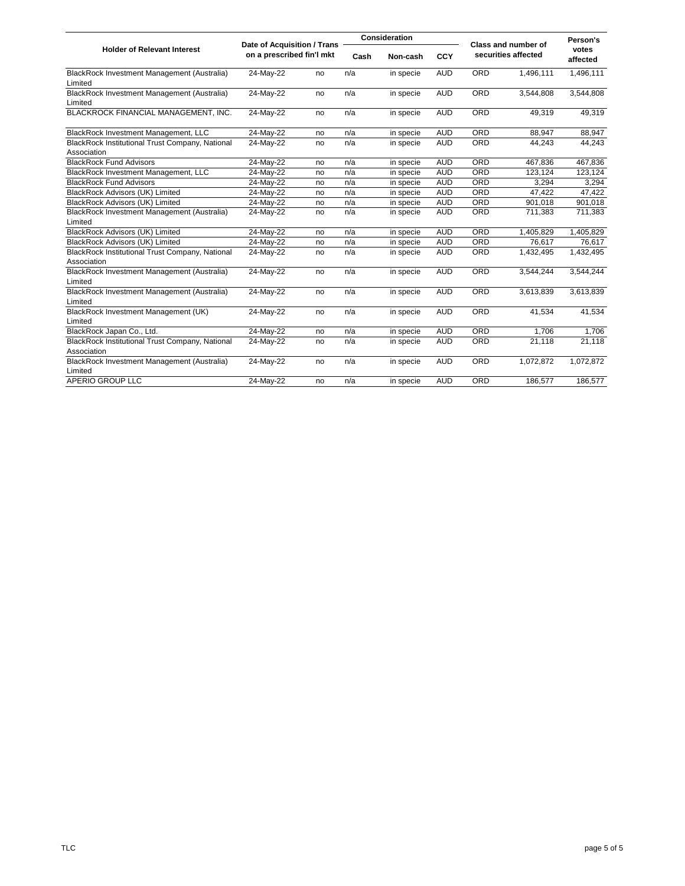| Holder of Relevant Interest | Date of Acquisition / Trans on a prescribed fin'l mkt | | Consideration | | | Class and number of securities affected | | Person's votes affected |
|---|---|---|---|---|---|---|---|---|
| | | | Cash | Non-cash | CCY | | | |
| BlackRock Investment Management (Australia) Limited | 24-May-22 | no | n/a | in specie | AUD | ORD | 1,496,111 | 1,496,111 |
| BlackRock Investment Management (Australia) Limited | 24-May-22 | no | n/a | in specie | AUD | ORD | 3,544,808 | 3,544,808 |
| BLACKROCK FINANCIAL MANAGEMENT, INC. | 24-May-22 | no | n/a | in specie | AUD | ORD | 49,319 | 49,319 |
| BlackRock Investment Management, LLC | 24-May-22 | no | n/a | in specie | AUD | ORD | 88,947 | 88,947 |
| BlackRock Institutional Trust Company, National Association | 24-May-22 | no | n/a | in specie | AUD | ORD | 44,243 | 44,243 |
| BlackRock Fund Advisors | 24-May-22 | no | n/a | in specie | AUD | ORD | 467,836 | 467,836 |
| BlackRock Investment Management, LLC | 24-May-22 | no | n/a | in specie | AUD | ORD | 123,124 | 123,124 |
| BlackRock Fund Advisors | 24-May-22 | no | n/a | in specie | AUD | ORD | 3,294 | 3,294 |
| BlackRock Advisors (UK) Limited | 24-May-22 | no | n/a | in specie | AUD | ORD | 47,422 | 47,422 |
| BlackRock Advisors (UK) Limited | 24-May-22 | no | n/a | in specie | AUD | ORD | 901,018 | 901,018 |
| BlackRock Investment Management (Australia) Limited | 24-May-22 | no | n/a | in specie | AUD | ORD | 711,383 | 711,383 |
| BlackRock Advisors (UK) Limited | 24-May-22 | no | n/a | in specie | AUD | ORD | 1,405,829 | 1,405,829 |
| BlackRock Advisors (UK) Limited | 24-May-22 | no | n/a | in specie | AUD | ORD | 76,617 | 76,617 |
| BlackRock Institutional Trust Company, National Association | 24-May-22 | no | n/a | in specie | AUD | ORD | 1,432,495 | 1,432,495 |
| BlackRock Investment Management (Australia) Limited | 24-May-22 | no | n/a | in specie | AUD | ORD | 3,544,244 | 3,544,244 |
| BlackRock Investment Management (Australia) Limited | 24-May-22 | no | n/a | in specie | AUD | ORD | 3,613,839 | 3,613,839 |
| BlackRock Investment Management (UK) Limited | 24-May-22 | no | n/a | in specie | AUD | ORD | 41,534 | 41,534 |
| BlackRock Japan Co., Ltd. | 24-May-22 | no | n/a | in specie | AUD | ORD | 1,706 | 1,706 |
| BlackRock Institutional Trust Company, National Association | 24-May-22 | no | n/a | in specie | AUD | ORD | 21,118 | 21,118 |
| BlackRock Investment Management (Australia) Limited | 24-May-22 | no | n/a | in specie | AUD | ORD | 1,072,872 | 1,072,872 |
| APERIO GROUP LLC | 24-May-22 | no | n/a | in specie | AUD | ORD | 186,577 | 186,577 |

TLC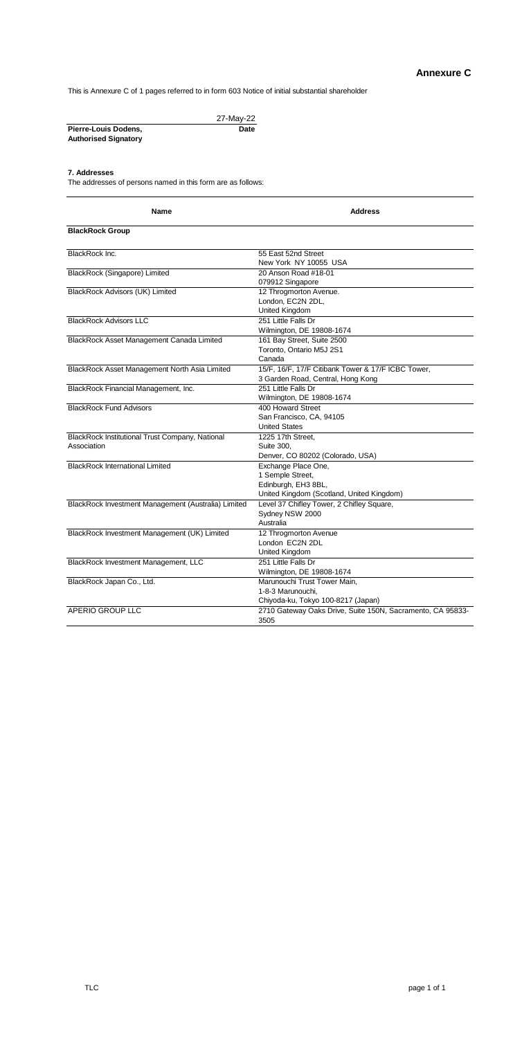# Annexure C

This is Annexure C of 1 pages referred to in form 603 Notice of initial substantial shareholder

| | |
|---|---|
| | 27-May-22 |
| **Pierre-Louis Dodens,** | **Date** |
| **Authorised Signatory** | |

**7. Addresses**

The addresses of persons named in this form are as follows:

| Name | Address |
|---|---|
| **BlackRock Group** | |
| BlackRock Inc. | 55 East 52nd Street<br>New York NY 10055 USA |
| BlackRock (Singapore) Limited | 20 Anson Road #18-01<br>079912 Singapore |
| BlackRock Advisors (UK) Limited | 12 Throgmorton Avenue.<br>London, EC2N 2DL,<br>United Kingdom |
| BlackRock Advisors LLC | 251 Little Falls Dr<br>Wilmington, DE 19808-1674 |
| BlackRock Asset Management Canada Limited | 161 Bay Street, Suite 2500<br>Toronto, Ontario M5J 2S1<br>Canada |
| BlackRock Asset Management North Asia Limited | 15/F, 16/F, 17/F Citibank Tower & 17/F ICBC Tower,<br>3 Garden Road, Central, Hong Kong |
| BlackRock Financial Management, Inc. | 251 Little Falls Dr<br>Wilmington, DE 19808-1674 |
| BlackRock Fund Advisors | 400 Howard Street<br>San Francisco, CA, 94105<br>United States |
| BlackRock Institutional Trust Company, National Association | 1225 17th Street,<br>Suite 300,<br>Denver, CO 80202 (Colorado, USA) |
| BlackRock International Limited | Exchange Place One,<br>1 Semple Street,<br>Edinburgh, EH3 8BL,<br>United Kingdom (Scotland, United Kingdom) |
| BlackRock Investment Management (Australia) Limited | Level 37 Chifley Tower, 2 Chifley Square,<br>Sydney NSW 2000<br>Australia |
| BlackRock Investment Management (UK) Limited | 12 Throgmorton Avenue<br>London EC2N 2DL<br>United Kingdom |
| BlackRock Investment Management, LLC | 251 Little Falls Dr<br>Wilmington, DE 19808-1674 |
| BlackRock Japan Co., Ltd. | Marunouchi Trust Tower Main,<br>1-8-3 Marunouchi,<br>Chiyoda-ku, Tokyo 100-8217 (Japan) |
| APERIO GROUP LLC | 2710 Gateway Oaks Drive, Suite 150N, Sacramento, CA 95833-3505 |

TLC